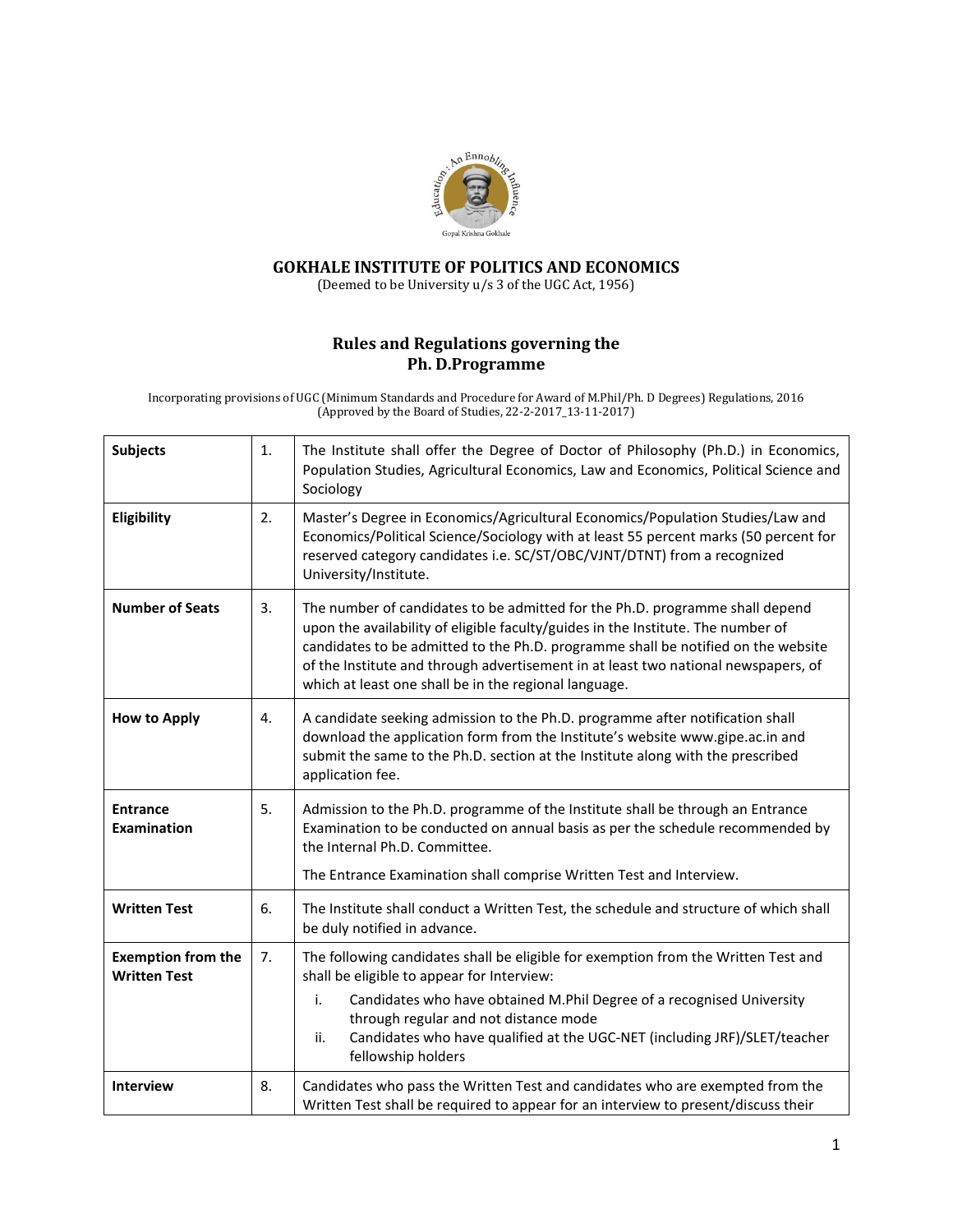# GOKHALE INSTITUTE OF POLITICS AND ECONOMICS

(Deemed to be University u/s 3 of the UGC Act, 1956)

## Rules and Regulations governing the Ph. D.Programme

Incorporating provisions of UGC (Minimum Standards and Procedure for Award of M.Phil/Ph. D Degrees) Regulations, 2016
(Approved by the Board of Studies, 22-2-2017_13-11-2017)

| | | |
|---|---|---|
| **Subjects** | 1. | The Institute shall offer the Degree of Doctor of Philosophy (Ph.D.) in Economics, Population Studies, Agricultural Economics, Law and Economics, Political Science and Sociology |
| **Eligibility** | 2. | Master's Degree in Economics/Agricultural Economics/Population Studies/Law and Economics/Political Science/Sociology with at least 55 percent marks (50 percent for reserved category candidates i.e. SC/ST/OBC/VJNT/DTNT) from a recognized University/Institute. |
| **Number of Seats** | 3. | The number of candidates to be admitted for the Ph.D. programme shall depend upon the availability of eligible faculty/guides in the Institute. The number of candidates to be admitted to the Ph.D. programme shall be notified on the website of the Institute and through advertisement in at least two national newspapers, of which at least one shall be in the regional language. |
| **How to Apply** | 4. | A candidate seeking admission to the Ph.D. programme after notification shall download the application form from the Institute's website www.gipe.ac.in and submit the same to the Ph.D. section at the Institute along with the prescribed application fee. |
| **Entrance Examination** | 5. | Admission to the Ph.D. programme of the Institute shall be through an Entrance Examination to be conducted on annual basis as per the schedule recommended by the Internal Ph.D. Committee.<br><br>The Entrance Examination shall comprise Written Test and Interview. |
| **Written Test** | 6. | The Institute shall conduct a Written Test, the schedule and structure of which shall be duly notified in advance. |
| **Exemption from the Written Test** | 7. | The following candidates shall be eligible for exemption from the Written Test and shall be eligible to appear for Interview:<br>i. Candidates who have obtained M.Phil Degree of a recognised University through regular and not distance mode<br>ii. Candidates who have qualified at the UGC-NET (including JRF)/SLET/teacher fellowship holders |
| **Interview** | 8. | Candidates who pass the Written Test and candidates who are exempted from the Written Test shall be required to appear for an interview to present/discuss their |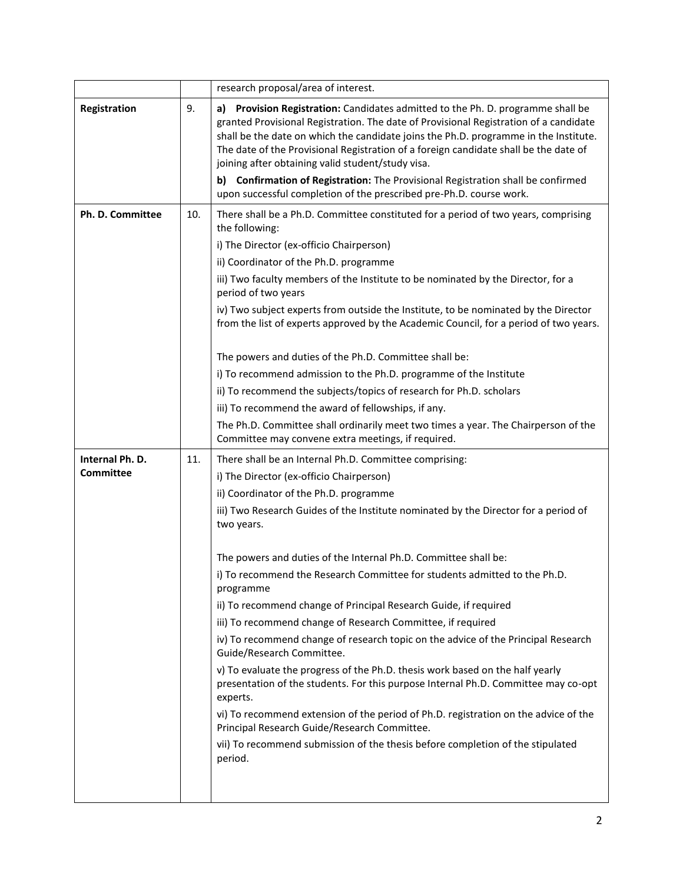| | | |
|---|---|---|
| | | research proposal/area of interest. |
| **Registration** | 9. | **a) Provision Registration:** Candidates admitted to the Ph. D. programme shall be granted Provisional Registration. The date of Provisional Registration of a candidate shall be the date on which the candidate joins the Ph.D. programme in the Institute. The date of the Provisional Registration of a foreign candidate shall be the date of joining after obtaining valid student/study visa.<br><br>**b) Confirmation of Registration:** The Provisional Registration shall be confirmed upon successful completion of the prescribed pre-Ph.D. course work. |
| **Ph. D. Committee** | 10. | There shall be a Ph.D. Committee constituted for a period of two years, comprising the following:<br><br>i) The Director (ex-officio Chairperson)<br><br>ii) Coordinator of the Ph.D. programme<br><br>iii) Two faculty members of the Institute to be nominated by the Director, for a period of two years<br><br>iv) Two subject experts from outside the Institute, to be nominated by the Director from the list of experts approved by the Academic Council, for a period of two years.<br><br>The powers and duties of the Ph.D. Committee shall be:<br><br>i) To recommend admission to the Ph.D. programme of the Institute<br><br>ii) To recommend the subjects/topics of research for Ph.D. scholars<br><br>iii) To recommend the award of fellowships, if any.<br><br>The Ph.D. Committee shall ordinarily meet two times a year. The Chairperson of the Committee may convene extra meetings, if required. |
| **Internal Ph. D. Committee** | 11. | There shall be an Internal Ph.D. Committee comprising:<br><br>i) The Director (ex-officio Chairperson)<br><br>ii) Coordinator of the Ph.D. programme<br><br>iii) Two Research Guides of the Institute nominated by the Director for a period of two years.<br><br>The powers and duties of the Internal Ph.D. Committee shall be:<br><br>i) To recommend the Research Committee for students admitted to the Ph.D. programme<br><br>ii) To recommend change of Principal Research Guide, if required<br><br>iii) To recommend change of Research Committee, if required<br><br>iv) To recommend change of research topic on the advice of the Principal Research Guide/Research Committee.<br><br>v) To evaluate the progress of the Ph.D. thesis work based on the half yearly presentation of the students. For this purpose Internal Ph.D. Committee may co-opt experts.<br><br>vi) To recommend extension of the period of Ph.D. registration on the advice of the Principal Research Guide/Research Committee.<br><br>vii) To recommend submission of the thesis before completion of the stipulated period. |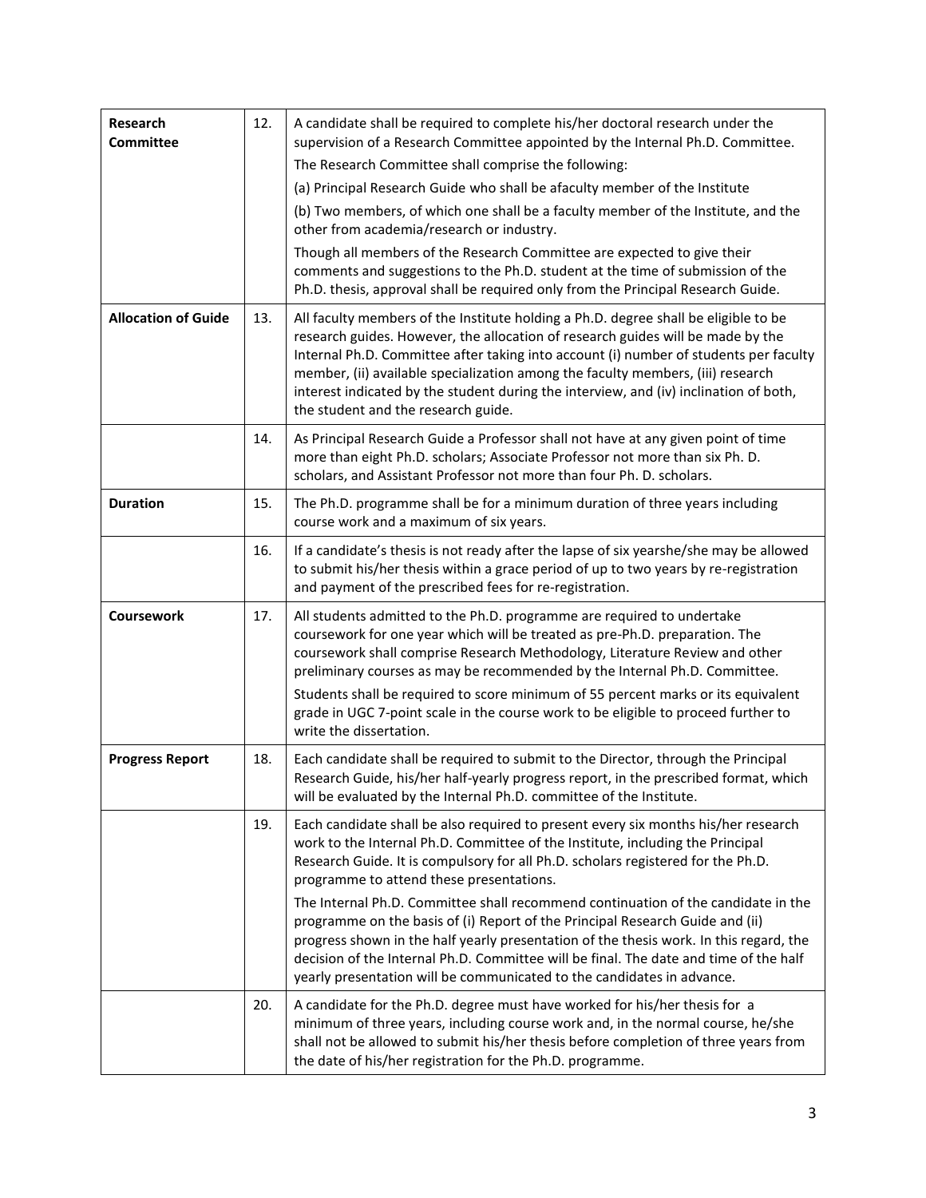| Research Committee | 12. | A candidate shall be required to complete his/her doctoral research under the supervision of a Research Committee appointed by the Internal Ph.D. Committee.<br>The Research Committee shall comprise the following:<br>(a) Principal Research Guide who shall be afaculty member of the Institute<br>(b) Two members, of which one shall be a faculty member of the Institute, and the other from academia/research or industry.<br>Though all members of the Research Committee are expected to give their comments and suggestions to the Ph.D. student at the time of submission of the Ph.D. thesis, approval shall be required only from the Principal Research Guide. |
|---|---|---|
| **Allocation of Guide** | 13. | All faculty members of the Institute holding a Ph.D. degree shall be eligible to be research guides. However, the allocation of research guides will be made by the Internal Ph.D. Committee after taking into account (i) number of students per faculty member, (ii) available specialization among the faculty members, (iii) research interest indicated by the student during the interview, and (iv) inclination of both, the student and the research guide. |
| | 14. | As Principal Research Guide a Professor shall not have at any given point of time more than eight Ph.D. scholars; Associate Professor not more than six Ph. D. scholars, and Assistant Professor not more than four Ph. D. scholars. |
| **Duration** | 15. | The Ph.D. programme shall be for a minimum duration of three years including course work and a maximum of six years. |
| | 16. | If a candidate's thesis is not ready after the lapse of six yearshe/she may be allowed to submit his/her thesis within a grace period of up to two years by re-registration and payment of the prescribed fees for re-registration. |
| **Coursework** | 17. | All students admitted to the Ph.D. programme are required to undertake coursework for one year which will be treated as pre-Ph.D. preparation. The coursework shall comprise Research Methodology, Literature Review and other preliminary courses as may be recommended by the Internal Ph.D. Committee.<br>Students shall be required to score minimum of 55 percent marks or its equivalent grade in UGC 7-point scale in the course work to be eligible to proceed further to write the dissertation. |
| **Progress Report** | 18. | Each candidate shall be required to submit to the Director, through the Principal Research Guide, his/her half-yearly progress report, in the prescribed format, which will be evaluated by the Internal Ph.D. committee of the Institute. |
| | 19. | Each candidate shall be also required to present every six months his/her research work to the Internal Ph.D. Committee of the Institute, including the Principal Research Guide. It is compulsory for all Ph.D. scholars registered for the Ph.D. programme to attend these presentations.<br>The Internal Ph.D. Committee shall recommend continuation of the candidate in the programme on the basis of (i) Report of the Principal Research Guide and (ii) progress shown in the half yearly presentation of the thesis work. In this regard, the decision of the Internal Ph.D. Committee will be final. The date and time of the half yearly presentation will be communicated to the candidates in advance. |
| | 20. | A candidate for the Ph.D. degree must have worked for his/her thesis for a minimum of three years, including course work and, in the normal course, he/she shall not be allowed to submit his/her thesis before completion of three years from the date of his/her registration for the Ph.D. programme. |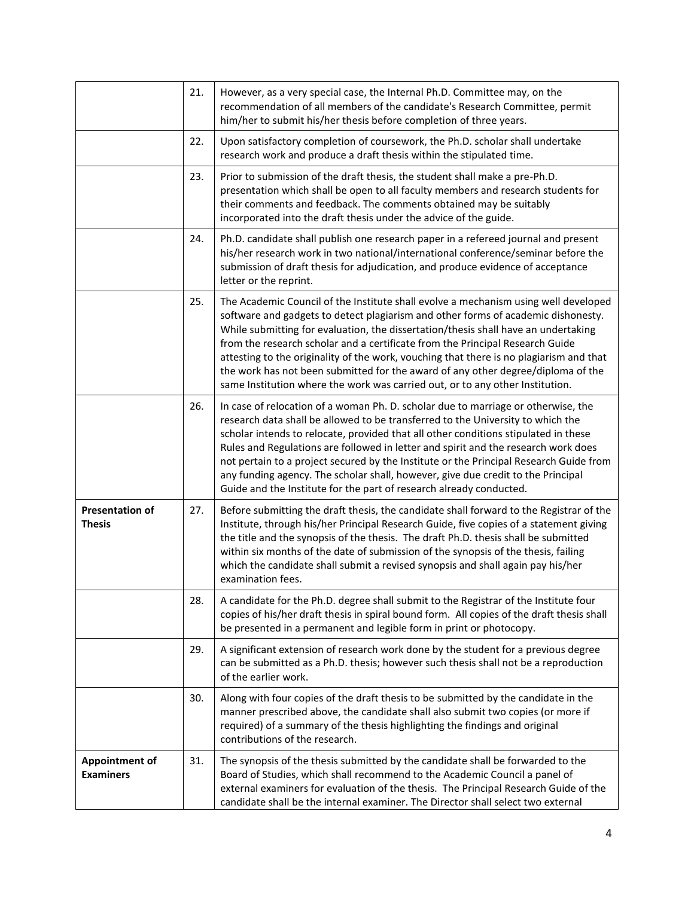| | | |
|---|---|---|
| | 21. | However, as a very special case, the Internal Ph.D. Committee may, on the recommendation of all members of the candidate's Research Committee, permit him/her to submit his/her thesis before completion of three years. |
| | 22. | Upon satisfactory completion of coursework, the Ph.D. scholar shall undertake research work and produce a draft thesis within the stipulated time. |
| | 23. | Prior to submission of the draft thesis, the student shall make a pre-Ph.D. presentation which shall be open to all faculty members and research students for their comments and feedback. The comments obtained may be suitably incorporated into the draft thesis under the advice of the guide. |
| | 24. | Ph.D. candidate shall publish one research paper in a refereed journal and present his/her research work in two national/international conference/seminar before the submission of draft thesis for adjudication, and produce evidence of acceptance letter or the reprint. |
| | 25. | The Academic Council of the Institute shall evolve a mechanism using well developed software and gadgets to detect plagiarism and other forms of academic dishonesty. While submitting for evaluation, the dissertation/thesis shall have an undertaking from the research scholar and a certificate from the Principal Research Guide attesting to the originality of the work, vouching that there is no plagiarism and that the work has not been submitted for the award of any other degree/diploma of the same Institution where the work was carried out, or to any other Institution. |
| | 26. | In case of relocation of a woman Ph. D. scholar due to marriage or otherwise, the research data shall be allowed to be transferred to the University to which the scholar intends to relocate, provided that all other conditions stipulated in these Rules and Regulations are followed in letter and spirit and the research work does not pertain to a project secured by the Institute or the Principal Research Guide from any funding agency. The scholar shall, however, give due credit to the Principal Guide and the Institute for the part of research already conducted. |
| **Presentation of Thesis** | 27. | Before submitting the draft thesis, the candidate shall forward to the Registrar of the Institute, through his/her Principal Research Guide, five copies of a statement giving the title and the synopsis of the thesis. The draft Ph.D. thesis shall be submitted within six months of the date of submission of the synopsis of the thesis, failing which the candidate shall submit a revised synopsis and shall again pay his/her examination fees. |
| | 28. | A candidate for the Ph.D. degree shall submit to the Registrar of the Institute four copies of his/her draft thesis in spiral bound form. All copies of the draft thesis shall be presented in a permanent and legible form in print or photocopy. |
| | 29. | A significant extension of research work done by the student for a previous degree can be submitted as a Ph.D. thesis; however such thesis shall not be a reproduction of the earlier work. |
| | 30. | Along with four copies of the draft thesis to be submitted by the candidate in the manner prescribed above, the candidate shall also submit two copies (or more if required) of a summary of the thesis highlighting the findings and original contributions of the research. |
| **Appointment of Examiners** | 31. | The synopsis of the thesis submitted by the candidate shall be forwarded to the Board of Studies, which shall recommend to the Academic Council a panel of external examiners for evaluation of the thesis. The Principal Research Guide of the candidate shall be the internal examiner. The Director shall select two external |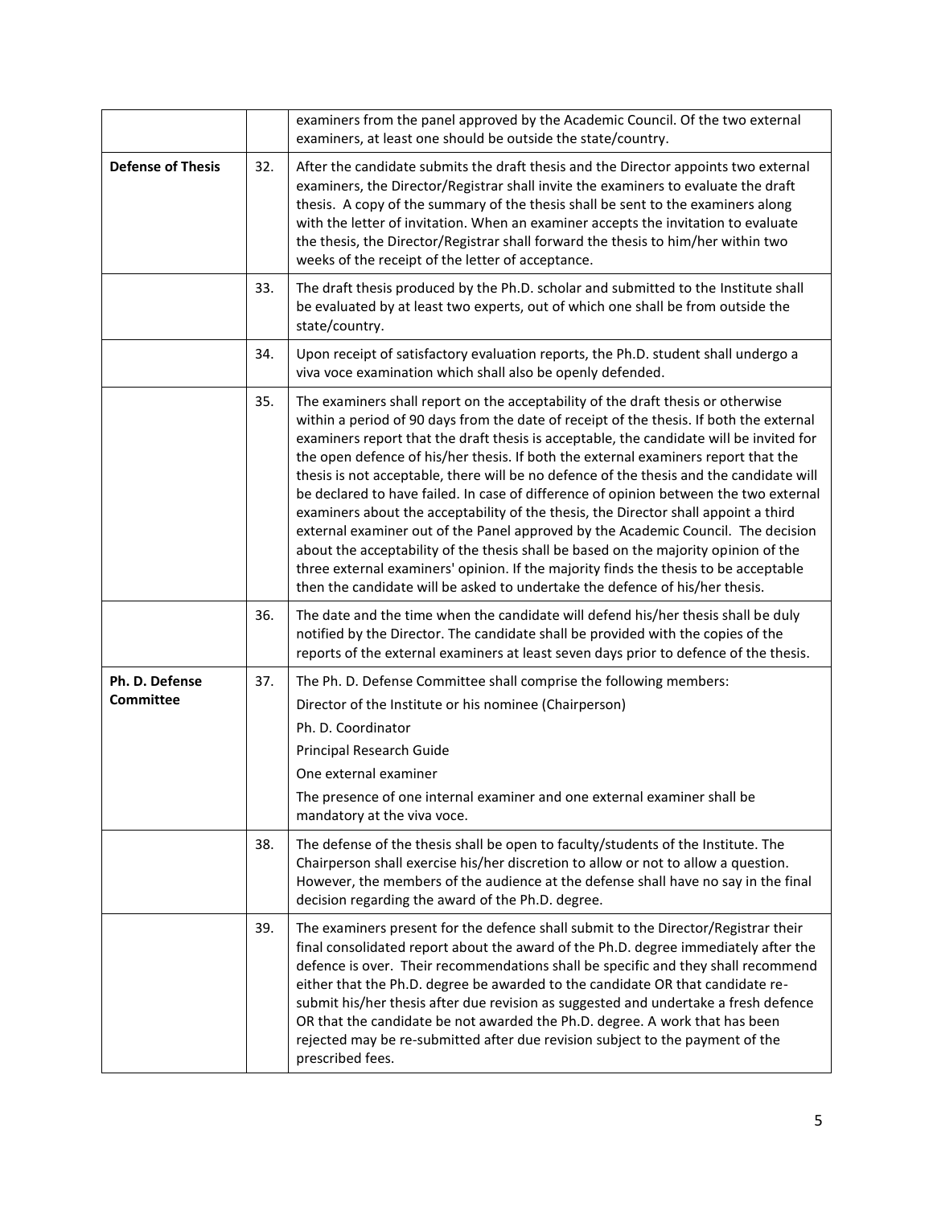| | | |
|---|---|---|
| | | examiners from the panel approved by the Academic Council. Of the two external examiners, at least one should be outside the state/country. |
| **Defense of Thesis** | 32. | After the candidate submits the draft thesis and the Director appoints two external examiners, the Director/Registrar shall invite the examiners to evaluate the draft thesis. A copy of the summary of the thesis shall be sent to the examiners along with the letter of invitation. When an examiner accepts the invitation to evaluate the thesis, the Director/Registrar shall forward the thesis to him/her within two weeks of the receipt of the letter of acceptance. |
| | 33. | The draft thesis produced by the Ph.D. scholar and submitted to the Institute shall be evaluated by at least two experts, out of which one shall be from outside the state/country. |
| | 34. | Upon receipt of satisfactory evaluation reports, the Ph.D. student shall undergo a viva voce examination which shall also be openly defended. |
| | 35. | The examiners shall report on the acceptability of the draft thesis or otherwise within a period of 90 days from the date of receipt of the thesis. If both the external examiners report that the draft thesis is acceptable, the candidate will be invited for the open defence of his/her thesis. If both the external examiners report that the thesis is not acceptable, there will be no defence of the thesis and the candidate will be declared to have failed. In case of difference of opinion between the two external examiners about the acceptability of the thesis, the Director shall appoint a third external examiner out of the Panel approved by the Academic Council. The decision about the acceptability of the thesis shall be based on the majority opinion of the three external examiners' opinion. If the majority finds the thesis to be acceptable then the candidate will be asked to undertake the defence of his/her thesis. |
| | 36. | The date and the time when the candidate will defend his/her thesis shall be duly notified by the Director. The candidate shall be provided with the copies of the reports of the external examiners at least seven days prior to defence of the thesis. |
| **Ph. D. Defense Committee** | 37. | The Ph. D. Defense Committee shall comprise the following members:<br>Director of the Institute or his nominee (Chairperson)<br>Ph. D. Coordinator<br>Principal Research Guide<br>One external examiner<br>The presence of one internal examiner and one external examiner shall be mandatory at the viva voce. |
| | 38. | The defense of the thesis shall be open to faculty/students of the Institute. The Chairperson shall exercise his/her discretion to allow or not to allow a question. However, the members of the audience at the defense shall have no say in the final decision regarding the award of the Ph.D. degree. |
| | 39. | The examiners present for the defence shall submit to the Director/Registrar their final consolidated report about the award of the Ph.D. degree immediately after the defence is over. Their recommendations shall be specific and they shall recommend either that the Ph.D. degree be awarded to the candidate OR that candidate re-submit his/her thesis after due revision as suggested and undertake a fresh defence OR that the candidate be not awarded the Ph.D. degree. A work that has been rejected may be re-submitted after due revision subject to the payment of the prescribed fees. |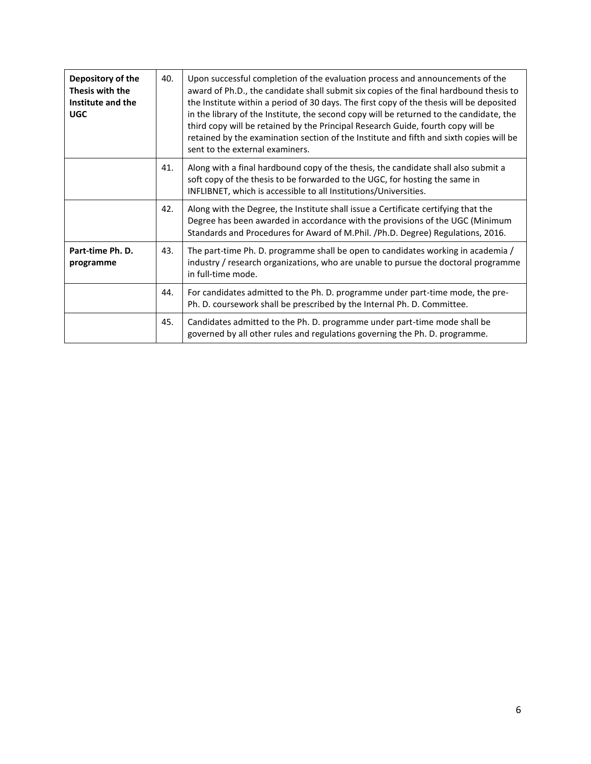| | | |
|---|---|---|
| **Depository of the Thesis with the Institute and the UGC** | 40. | Upon successful completion of the evaluation process and announcements of the award of Ph.D., the candidate shall submit six copies of the final hardbound thesis to the Institute within a period of 30 days. The first copy of the thesis will be deposited in the library of the Institute, the second copy will be returned to the candidate, the third copy will be retained by the Principal Research Guide, fourth copy will be retained by the examination section of the Institute and fifth and sixth copies will be sent to the external examiners. |
| | 41. | Along with a final hardbound copy of the thesis, the candidate shall also submit a soft copy of the thesis to be forwarded to the UGC, for hosting the same in INFLIBNET, which is accessible to all Institutions/Universities. |
| | 42. | Along with the Degree, the Institute shall issue a Certificate certifying that the Degree has been awarded in accordance with the provisions of the UGC (Minimum Standards and Procedures for Award of M.Phil. /Ph.D. Degree) Regulations, 2016. |
| **Part-time Ph. D. programme** | 43. | The part-time Ph. D. programme shall be open to candidates working in academia / industry / research organizations, who are unable to pursue the doctoral programme in full-time mode. |
| | 44. | For candidates admitted to the Ph. D. programme under part-time mode, the pre-Ph. D. coursework shall be prescribed by the Internal Ph. D. Committee. |
| | 45. | Candidates admitted to the Ph. D. programme under part-time mode shall be governed by all other rules and regulations governing the Ph. D. programme. |